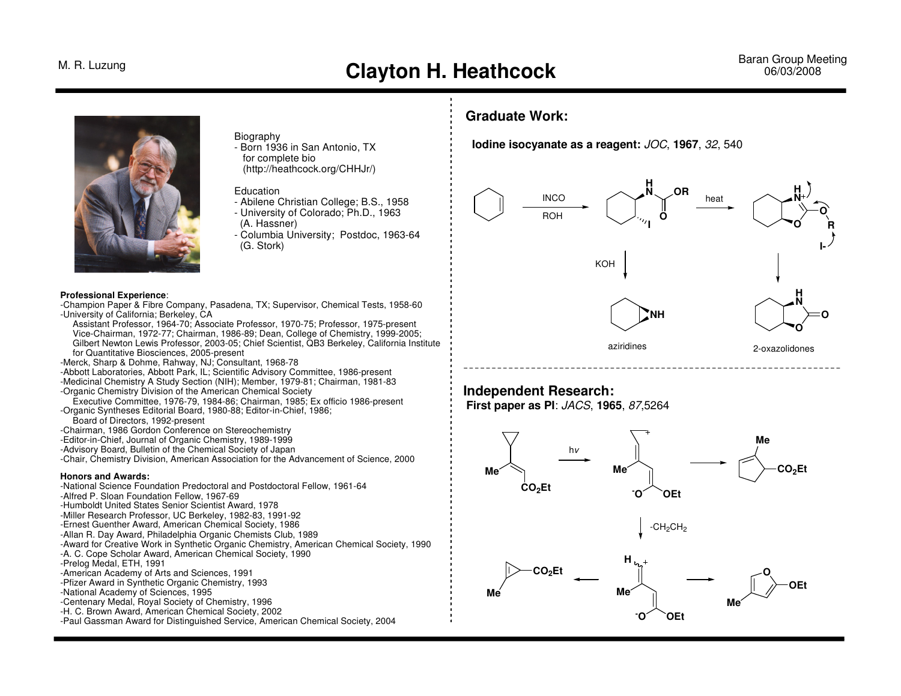# Clayton H. Heathcock

M. R. Luzung

Baran Group Meeting 06/03/2008

Biography
- Born 1936 in San Antonio, TX for complete bio (http://heathcock.org/CHHJr/)

Education
- Abilene Christian College; B.S., 1958
- University of Colorado; Ph.D., 1963 (A. Hassner)
- Columbia University; Postdoc, 1963-64 (G. Stork)

**Professional Experience**:
- Champion Paper & Fibre Company, Pasadena, TX; Supervisor, Chemical Tests, 1958-60
- University of California; Berkeley, CA
  Assistant Professor, 1964-70; Associate Professor, 1970-75; Professor, 1975-present
  Vice-Chairman, 1972-77; Chairman, 1986-89; Dean, College of Chemistry, 1999-2005; Gilbert Newton Lewis Professor, 2003-05; Chief Scientist, QB3 Berkeley, California Institute for Quantitative Biosciences, 2005-present
- Merck, Sharp & Dohme, Rahway, NJ; Consultant, 1968-78
- Abbott Laboratories, Abbott Park, IL; Scientific Advisory Committee, 1986-present
- Medicinal Chemistry A Study Section (NIH); Member, 1979-81; Chairman, 1981-83
- Organic Chemistry Division of the American Chemical Society
  Executive Committee, 1976-79, 1984-86; Chairman, 1985; Ex officio 1986-present
- Organic Syntheses Editorial Board, 1980-88; Editor-in-Chief, 1986;
  Board of Directors, 1992-present
- Chairman, 1986 Gordon Conference on Stereochemistry
- Editor-in-Chief, Journal of Organic Chemistry, 1989-1999
- Advisory Board, Bulletin of the Chemical Society of Japan
- Chair, Chemistry Division, American Association for the Advancement of Science, 2000

**Honors and Awards:**
- National Science Foundation Predoctoral and Postdoctoral Fellow, 1961-64
- Alfred P. Sloan Foundation Fellow, 1967-69
- Humboldt United States Senior Scientist Award, 1978
- Miller Research Professor, UC Berkeley, 1982-83, 1991-92
- Ernest Guenther Award, American Chemical Society, 1986
- Allan R. Day Award, Philadelphia Organic Chemists Club, 1989
- Award for Creative Work in Synthetic Organic Chemistry, American Chemical Society, 1990
- A. C. Cope Scholar Award, American Chemical Society, 1990
- Prelog Medal, ETH, 1991
- American Academy of Arts and Sciences, 1991
- Pfizer Award in Synthetic Organic Chemistry, 1993
- National Academy of Sciences, 1995
- Centenary Medal, Royal Society of Chemistry, 1996
- H. C. Brown Award, American Chemical Society, 2002
- Paul Gassman Award for Distinguished Service, American Chemical Society, 2004

## Graduate Work:

**Iodine isocyanate as a reagent:** *JOC*, **1967**, *32*, 540

INCO, ROH; heat; KOH; $I^-$

aziridines

2-oxazolidones

## Independent Research:

**First paper as PI**: *JACS*, **1965**, *87*,5264

h*v*; $-CH_2CH_2$; $CO_2Et$; OEt; Me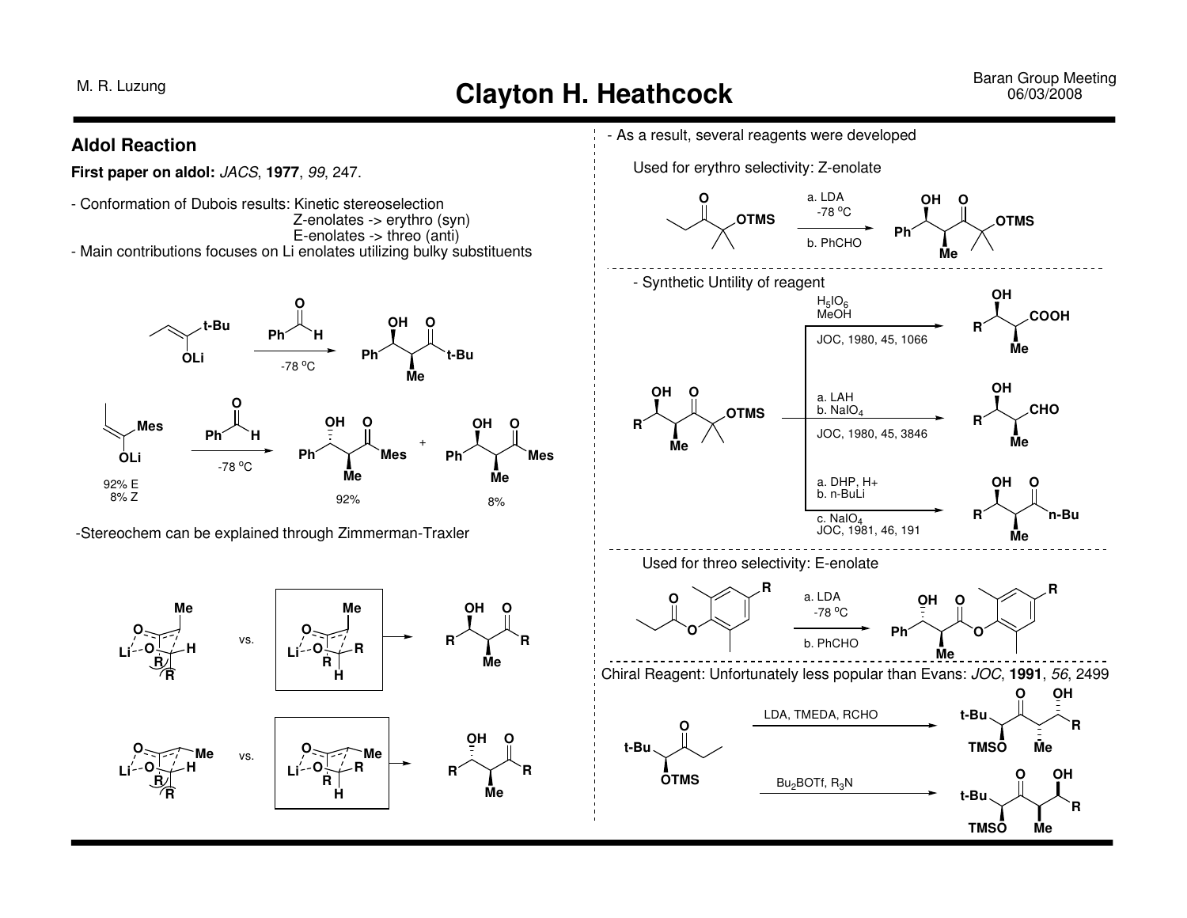# Clayton H. Heathcock

## Aldol Reaction

**First paper on aldol:** *JACS*, **1977**, *99*, 247.

- Conformation of Dubois results: Kinetic stereoselection
  - Z-enolates -> erythro (syn)
  - E-enolates -> threo (anti)
- Main contributions focuses on Li enolates utilizing bulky substituents

t-Bu (OLi) enolate + PhCHO, -78 °C → Ph(OH)–CH(Me)–C(O)t-Bu

Mes (OLi) enolate (92% E, 8% Z) + PhCHO, -78 °C → anti product 92% + syn product 8%

-Stereochem can be explained through Zimmerman-Traxler

- As a result, several reagents were developed

Used for erythro selectivity: Z-enolate

a. LDA, -78 °C; b. PhCHO

- Synthetic Untility of reagent

$H_5IO_6$, MeOH — JOC, 1980, 45, 1066 → R–CH(OH)–CH(Me)–COOH

a. LAH; b. $NaIO_4$ — JOC, 1980, 45, 3846 → R–CH(OH)–CH(Me)–CHO

a. DHP, H+; b. n-BuLi; c. $NaIO_4$ — JOC, 1981, 46, 191 → R–CH(OH)–CH(Me)–C(O)n-Bu

Used for threo selectivity: E-enolate

a. LDA, -78 °C; b. PhCHO

Chiral Reagent: Unfortunately less popular than Evans: *JOC*, **1991**, *56*, 2499

LDA, TMEDA, RCHO

$Bu_2BOTf$, $R_3N$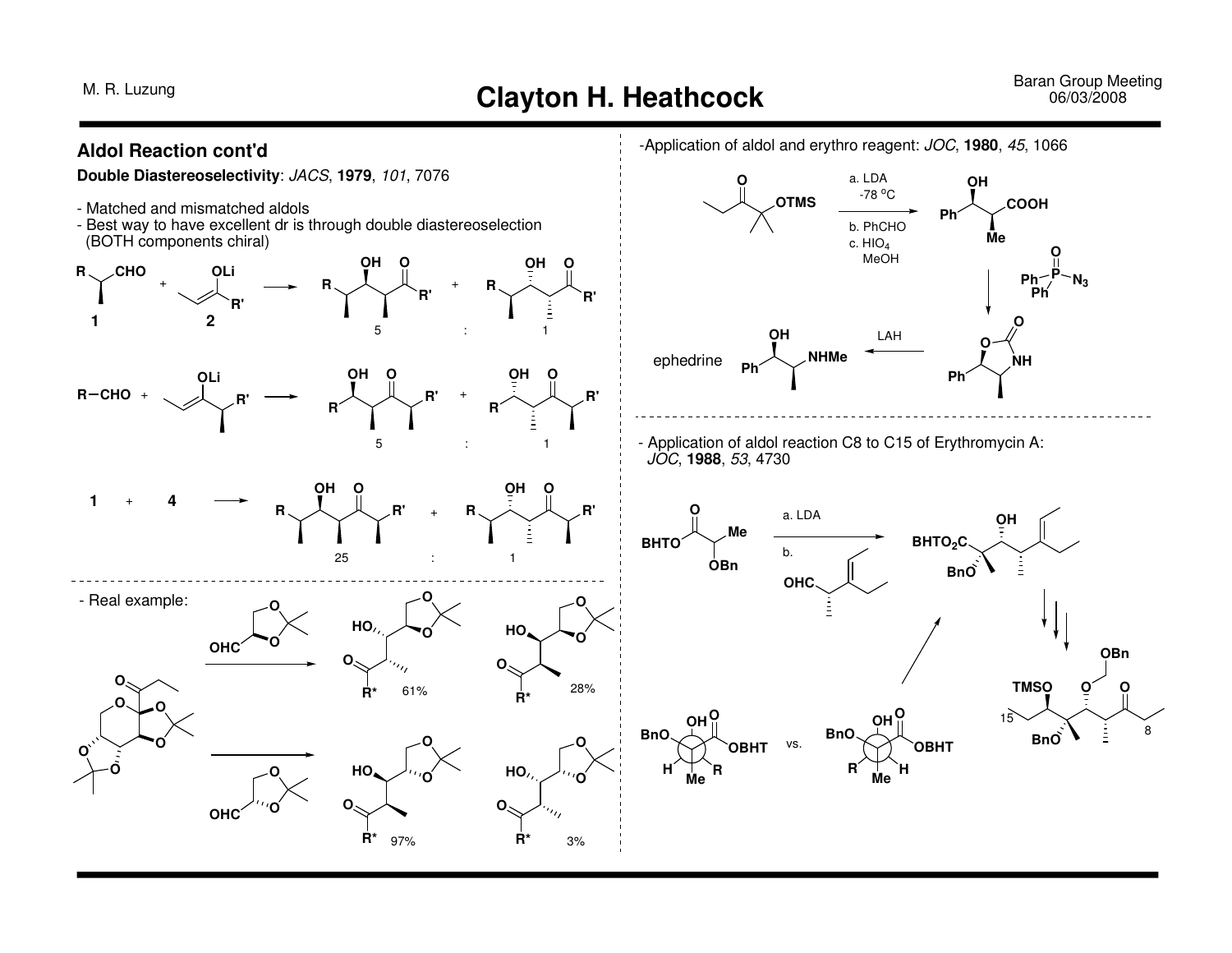# Clayton H. Heathcock

## Aldol Reaction cont'd

**Double Diastereoselectivity**: *JACS*, **1979**, *101*, 7076

- Matched and mismatched aldols
- Best way to have excellent dr is through double diastereoselection (BOTH components chiral)

1 + 2 → 5 : 1

R–CHO + (chiral enolate) → 5 : 1

1 + 4 → 25 : 1

- Real example:

61% : 28%

97% : 3%

-Application of aldol and erythro reagent: *JOC*, **1980**, *45*, 1066

a. LDA, -78 °C; b. PhCHO; c. $HIO_4$, MeOH

ephedrine

LAH

- Application of aldol reaction C8 to C15 of Erythromycin A: *JOC*, **1988**, *53*, 4730

a. LDA; b. (aldehyde)

vs.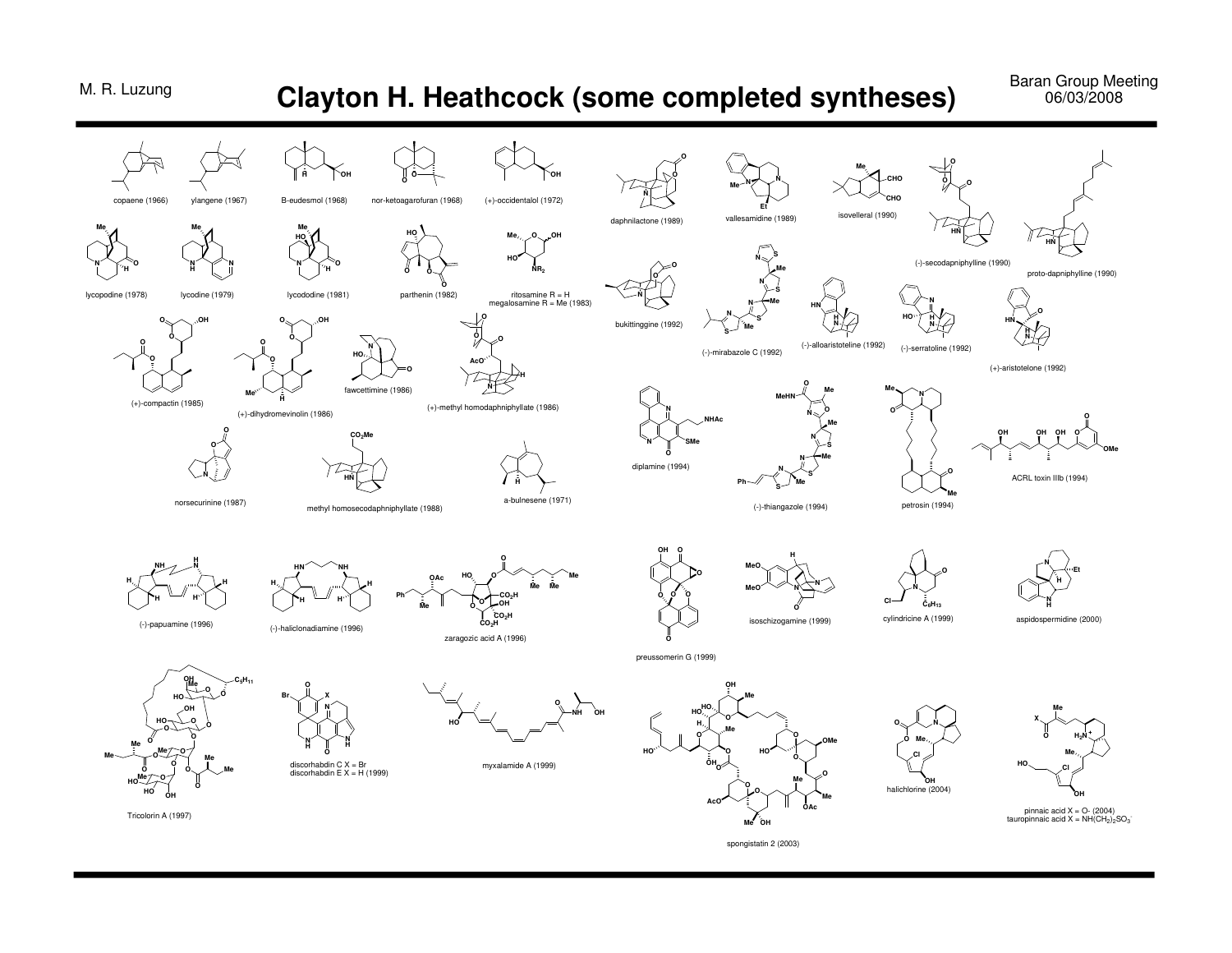# Clayton H. Heathcock (some completed syntheses)

copaene (1966)

ylangene (1967)

B-eudesmol (1968)

nor-ketoagarofuran (1968)

(+)-occidentalol (1972)

daphnilactone (1989)

vallesamidine (1989)

isovelleral (1990)

(-)-secodapniphylline (1990)

proto-dapniphylline (1990)

lycopodine (1978)

lycodine (1979)

lycododine (1981)

parthenin (1982)

ritosamine R = H
megalosamine R = Me (1983)

bukittinggine (1992)

(-)-mirabazole C (1992)

(-)-alloaristoteline (1992)

(-)-serratoline (1992)

(+)-aristotelone (1992)

(+)-compactin (1985)

(+)-dihydromevinolin (1986)

fawcettimine (1986)

(+)-methyl homodaphniphyllate (1986)

diplamine (1994)

(-)-thiangazole (1994)

petrosin (1994)

ACRL toxin IIIb (1994)

norsecurinine (1987)

methyl homosecodaphniphyllate (1988)

a-bulnesene (1971)

(-)-papuamine (1996)

(-)-haliclonadiamine (1996)

zaragozic acid A (1996)

preussomerin G (1999)

isoschizogamine (1999)

cylindricine A (1999)

aspidospermidine (2000)

Tricolorin A (1997)

discorhabdin C X = Br
discorhabdin E X = H (1999)

myxalamide A (1999)

spongistatin 2 (2003)

halichlorine (2004)

pinnaic acid X = O- (2004)
tauropinnaic acid X = $NH(CH_2)_2SO_3^-$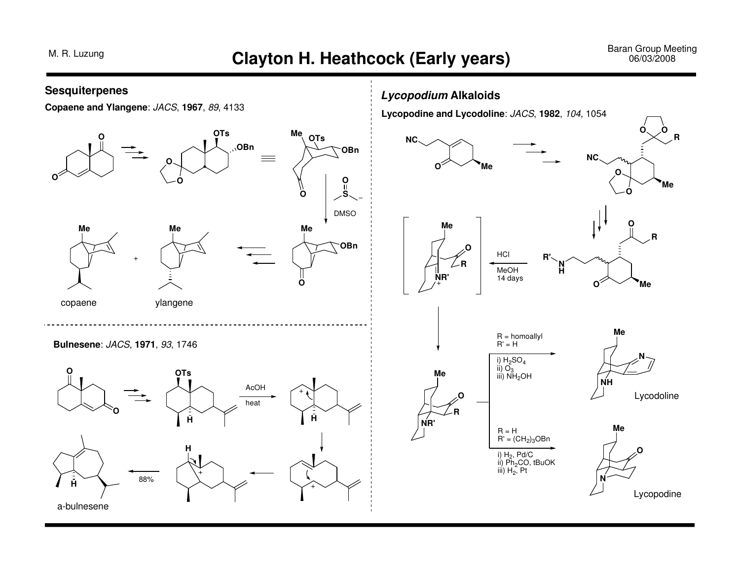# Clayton H. Heathcock (Early years)

## Sesquiterpenes

**Copaene and Ylangene**: *JACS*, **1967**, *89*, 4133

OTs, OBn, OTs, OBn, DMSO, Me, OBn, Me, Me, Me

copaene ylangene

**Bulnesene**: *JACS*, **1971**, *93*, 1746

OTs, AcOH, heat, H, H, H, 88%

a-bulnesene

## *Lycopodium* Alkaloids

**Lycopodine and Lycodoline**: *JACS*, **1982**, *104*, 1054

NC, Me, NC, R, Me, R', N, H, R, Me, Me, R, NR', HCl, MeOH, 14 days, Me, R, NR'

R = homoallyl
R' = H

i) $H_2SO_4$
ii) $O_3$
iii) $NH_2OH$

Lycodoline

R = H
R' = $(CH_2)_3OBn$

i) $H_2$, Pd/C
ii) $Ph_2CO$, tBuOK
iii) $H_2$, Pt

Lycopodine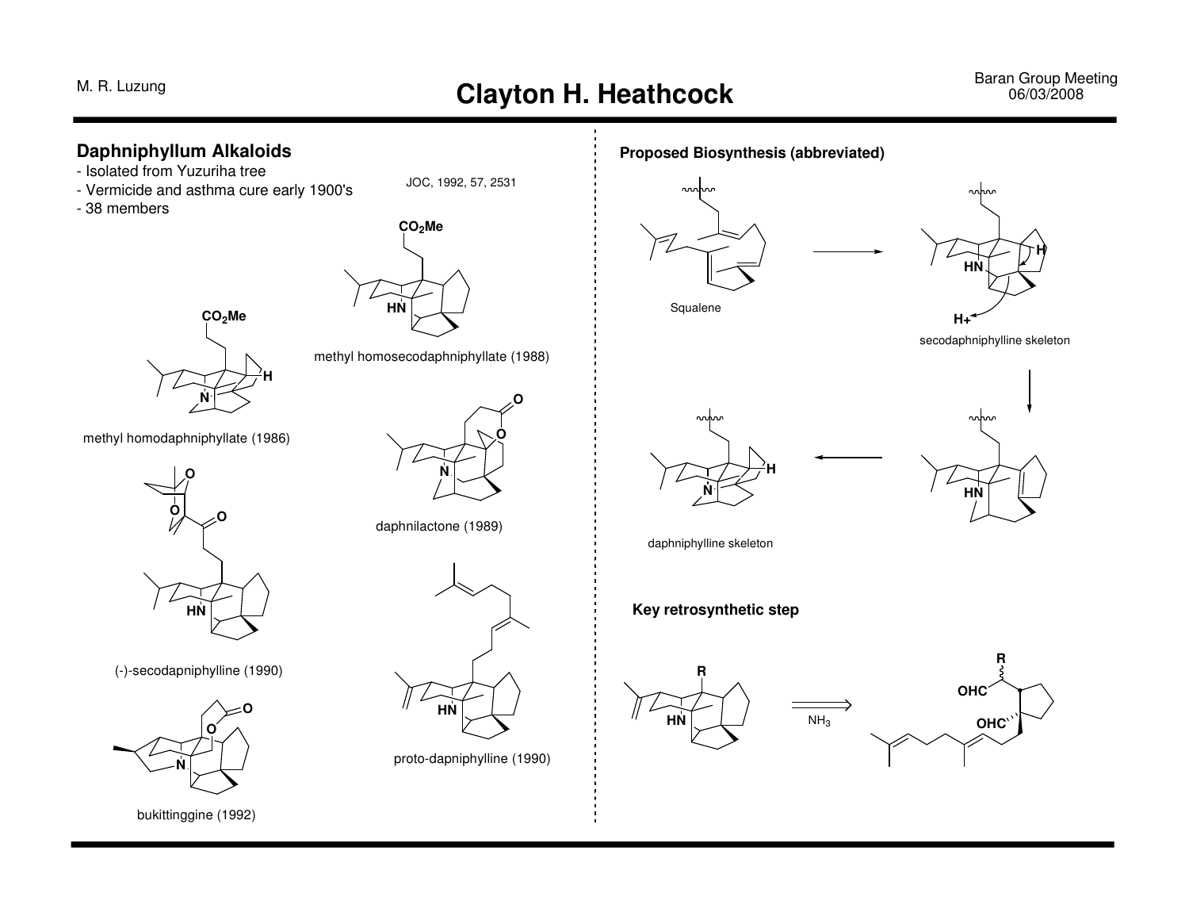# Clayton H. Heathcock

## Daphniphyllum Alkaloids

- Isolated from Yuzuriha tree
- Vermicide and asthma cure early 1900's
- 38 members

JOC, 1992, 57, 2531

$CO_2Me$

methyl homosecodaphniphyllate (1988)

$CO_2Me$

methyl homodaphniphyllate (1986)

daphnilactone (1989)

(-)-secodapniphylline (1990)

proto-dapniphylline (1990)

bukittinggine (1992)

## Proposed Biosynthesis (abbreviated)

Squalene

secodaphniphylline skeleton

daphniphylline skeleton

## Key retrosynthetic step

$NH_3$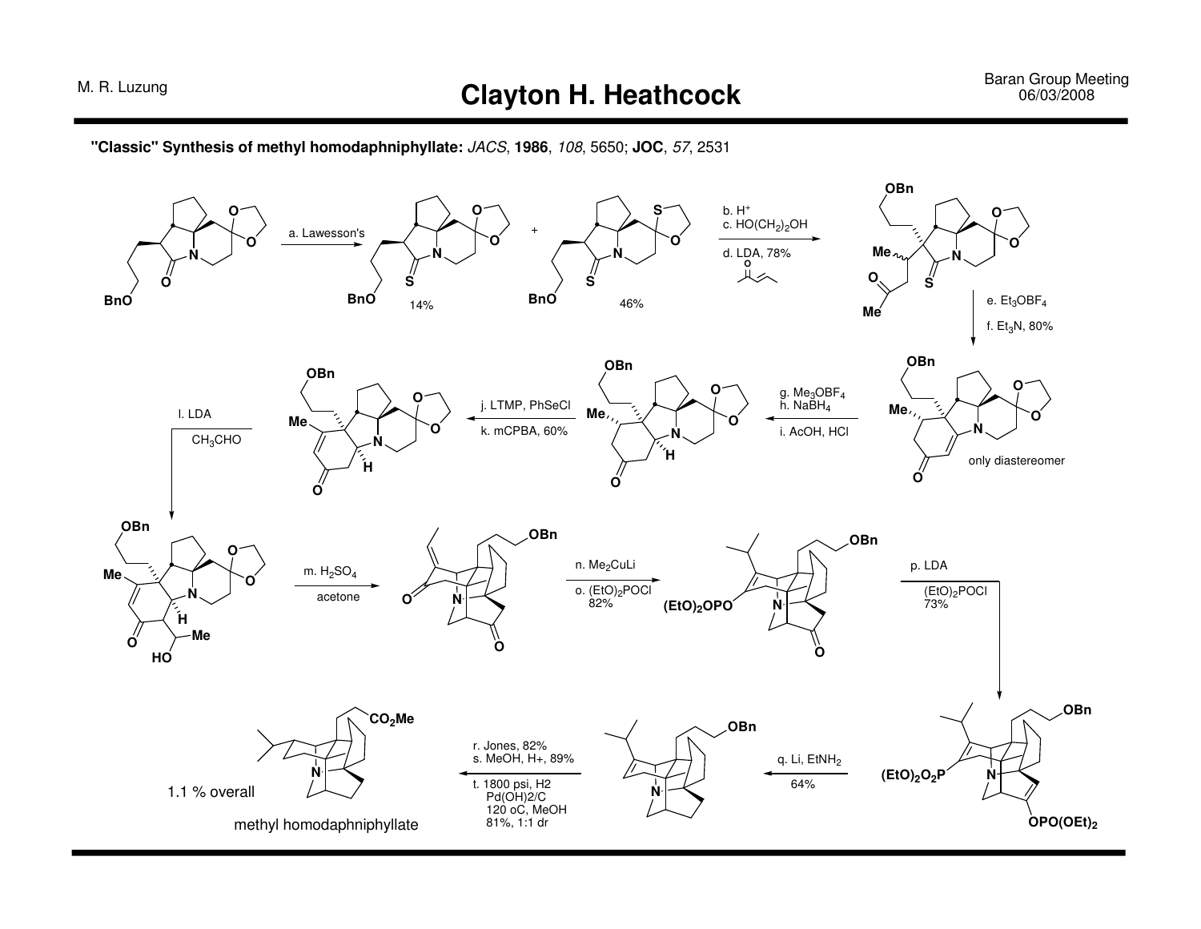# Clayton H. Heathcock

**"Classic" Synthesis of methyl homodaphniphyllate:** *JACS*, **1986**, *108*, 5650; **JOC**, *57*, 2531

a. Lawesson's (14% + 46%)

b. $H^+$
c. $HO(CH_2)_2OH$
d. LDA, 78%

e. $Et_3OBF_4$
f. $Et_3N$, 80%

only diastereomer

g. $Me_3OBF_4$
h. $NaBH_4$
i. AcOH, HCl

j. LTMP, PhSeCl
k. mCPBA, 60%

l. LDA, $CH_3CHO$

m. $H_2SO_4$, acetone

n. $Me_2CuLi$
o. $(EtO)_2POCl$, 82%

p. LDA, $(EtO)_2POCl$, 73%

q. Li, $EtNH_2$, 64%

r. Jones, 82%
s. MeOH, $H^+$, 89%
t. 1800 psi, $H_2$, $Pd(OH)_2/C$, 120 oC, MeOH, 81%, 1:1 dr

1.1 % overall

methyl homodaphniphyllate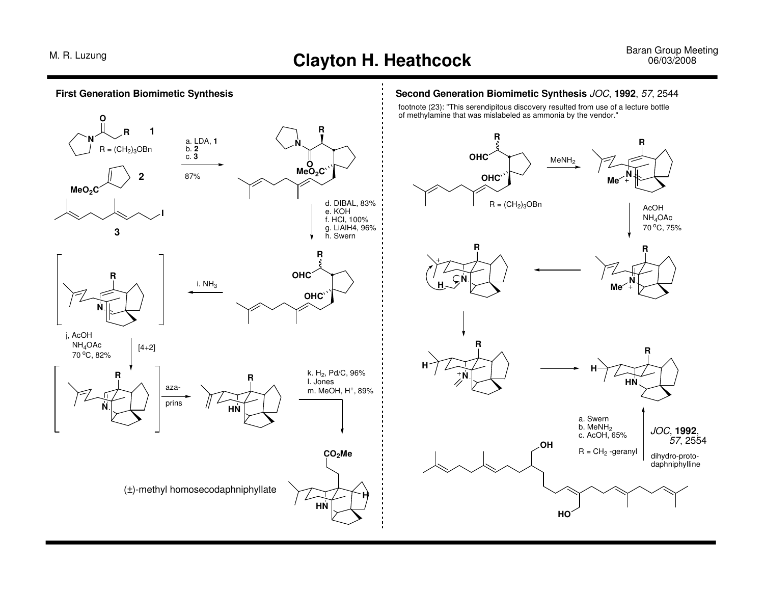# Clayton H. Heathcock

## First Generation Biomimetic Synthesis

**1** R = $(CH_2)_3OBn$

**2**

**3**

a. LDA, **1**
b. **2**
c. **3**

87%

d. DIBAL, 83%
e. KOH
f. HCl, 100%
g. $LiAlH_4$, 96%
h. Swern

i. $NH_3$

j, AcOH
$NH_4OAc$
70 °C, 82%

[4+2]

aza-prins

k. $H_2$, Pd/C, 96%
l. Jones
m. MeOH, $H^+$, 89%

(±)-methyl homosecodaphniphyllate

## Second Generation Biomimetic Synthesis *JOC*, **1992**, *57*, 2544

footnote (23): "This serendipitous discovery resulted from use of a lecture bottle of methylamine that was mislabeled as ammonia by the vendor."

R = $(CH_2)_3OBn$

$MeNH_2$

AcOH
$NH_4OAc$
70 °C, 75%

a. Swern
b. $MeNH_2$
c. AcOH, 65%

R = $CH_2$ -geranyl

*JOC*, **1992**, *57*, 2554

dihydro-proto-daphniphylline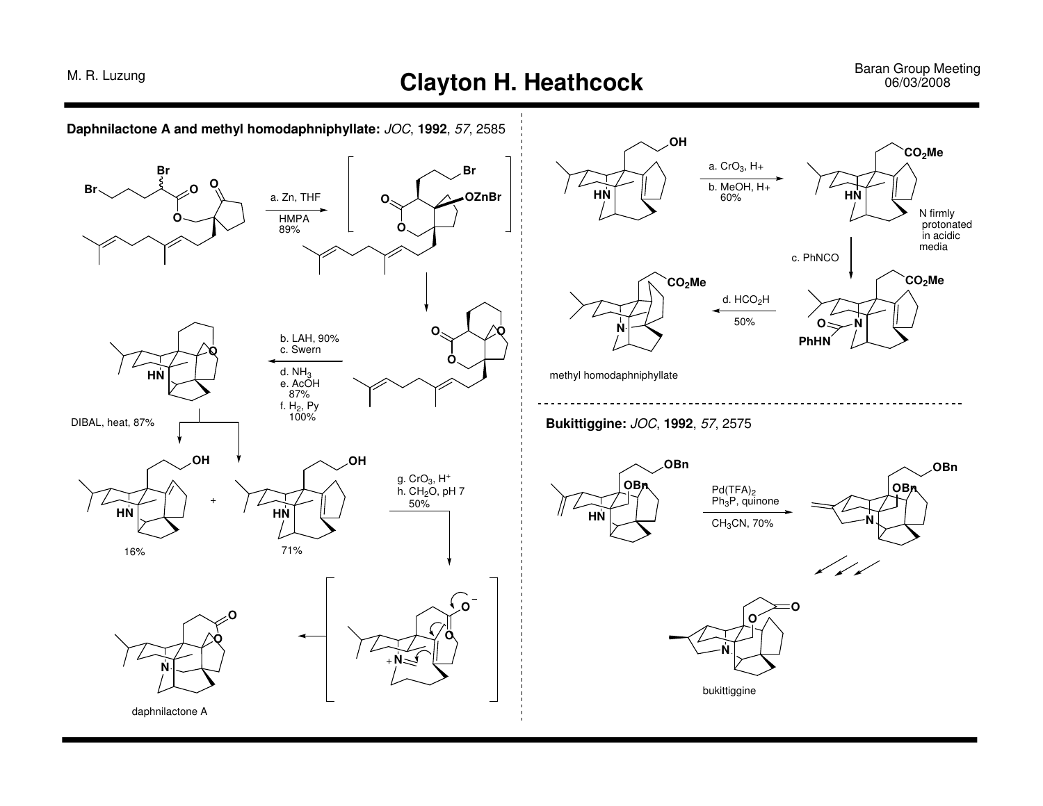# Clayton H. Heathcock

**Daphnilactone A and methyl homodaphniphyllate:** *JOC*, **1992**, *57*, 2585

a. Zn, THF, HMPA, 89%

b. LAH, 90%
c. Swern
d. $NH_3$
e. AcOH, 87%
f. $H_2$, Py, 100%

DIBAL, heat, 87%

16% + 71%

g. $CrO_3$, $H^+$
h. $CH_2O$, pH 7, 50%

daphnilactone A

a. $CrO_3$, H+
b. MeOH, H+, 60%

N firmly protonated in acidic media

c. PhNCO

d. $HCO_2H$, 50%

methyl homodaphniphyllate

**Bukittiggine:** *JOC*, **1992**, *57*, 2575

$Pd(TFA)_2$, $Ph_3P$, quinone, $CH_3CN$, 70%

bukittiggine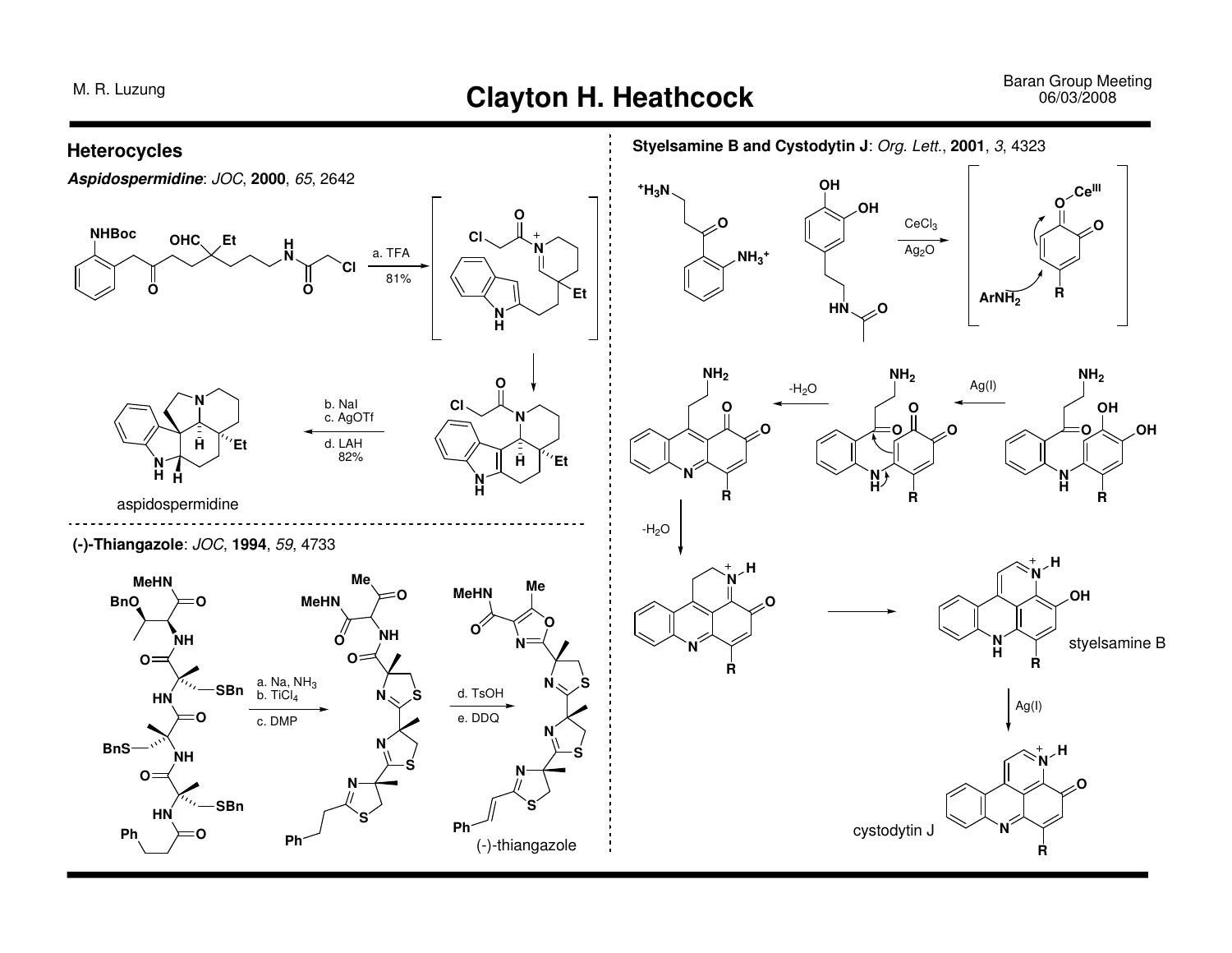# Clayton H. Heathcock

## Heterocycles

***Aspidospermidine***: *JOC*, **2000**, *65*, 2642

a. TFA, 81%

b. NaI
c. AgOTf
d. LAH, 82%

aspidospermidine

**(-)-Thiangazole**: *JOC*, **1994**, *59*, 4733

a. Na, $NH_3$
b. $TiCl_4$
c. DMP

d. TsOH
e. DDQ

(-)-thiangazole

**Styelsamine B and Cystodytin J**: *Org. Lett.*, **2001**, *3*, 4323

$CeCl_3$, $Ag_2O$

$Ce^{III}$

$ArNH_2$

Ag(I)

$-H_2O$

$-H_2O$

styelsamine B

Ag(I)

cystodytin J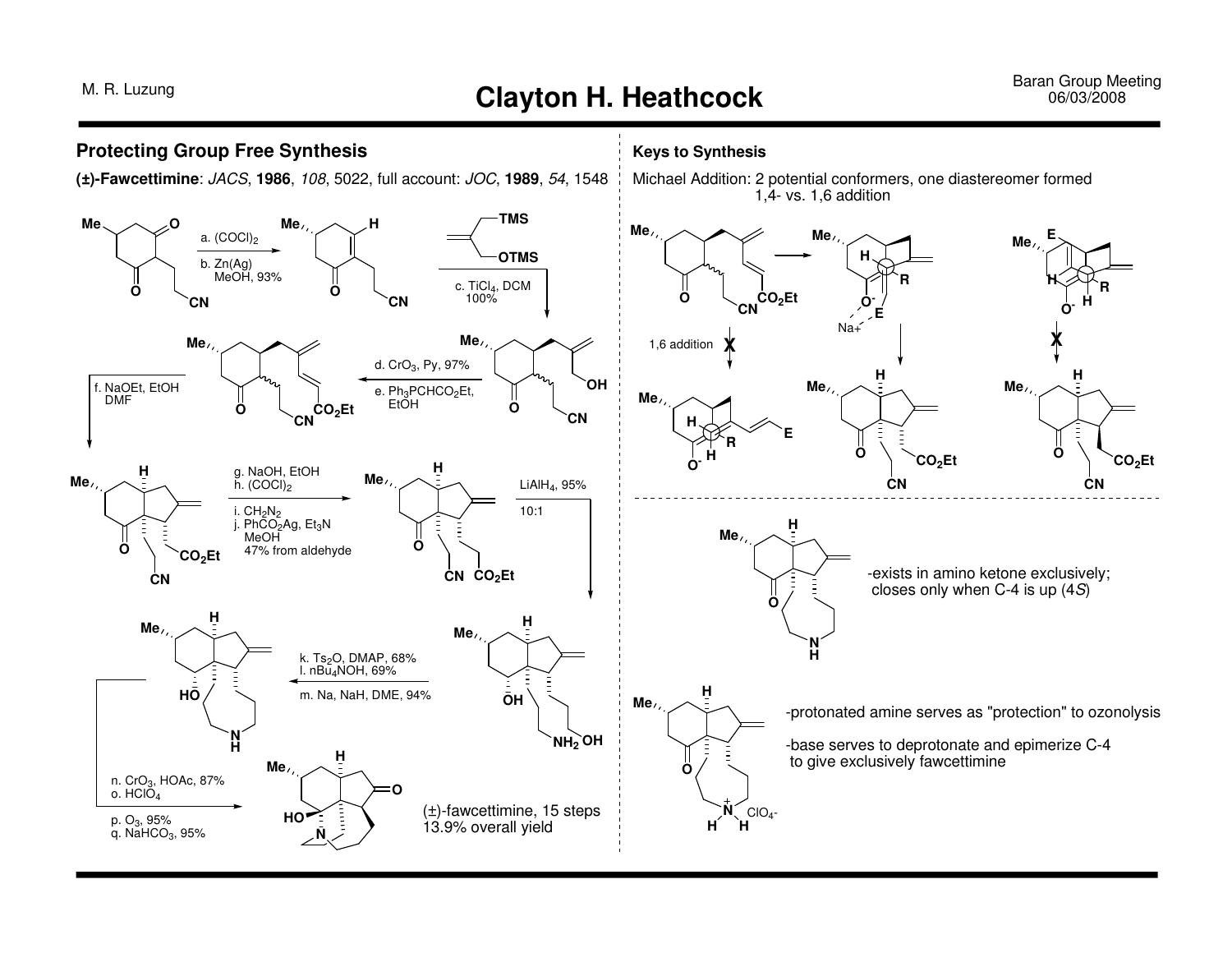# Clayton H. Heathcock

## Protecting Group Free Synthesis

**(±)-Fawcettimine**: *JACS*, **1986**, *108*, 5022, full account: *JOC*, **1989**, *54*, 1548

a. $(COCl)_2$
b. Zn(Ag), MeOH, 93%

c. $TiCl_4$, DCM, 100%

d. $CrO_3$, Py, 97%
e. $Ph_3PCHCO_2Et$, EtOH

f. NaOEt, EtOH, DMF

g. NaOH, EtOH
h. $(COCl)_2$
i. $CH_2N_2$
j. $PhCO_2Ag$, $Et_3N$, MeOH
47% from aldehyde

$LiAlH_4$, 95%
10:1

k. $Ts_2O$, DMAP, 68%
l. $nBu_4NOH$, 69%
m. Na, NaH, DME, 94%

n. $CrO_3$, HOAc, 87%
o. $HClO_4$
p. $O_3$, 95%
q. $NaHCO_3$, 95%

(±)-fawcettimine, 15 steps
13.9% overall yield

## Keys to Synthesis

Michael Addition: 2 potential conformers, one diastereomer formed
1,4- vs. 1,6 addition

1,6 addition ✗

-exists in amino ketone exclusively; closes only when C-4 is up (4*S*)

-protonated amine serves as "protection" to ozonolysis

-base serves to deprotonate and epimerize C-4 to give exclusively fawcettimine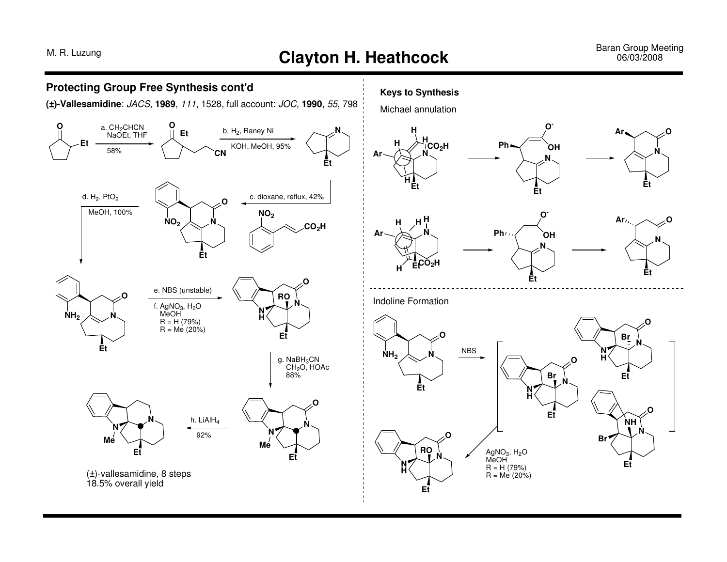## Protecting Group Free Synthesis cont'd

**(±)-Vallesamidine**: *JACS*, **1989**, *111*, 1528, full account: *JOC*, **1990**, *55*, 798

a. $CH_2CHCN$, NaOEt, THF, 58%

b. $H_2$, Raney Ni, KOH, MeOH, 95%

c. dioxane, reflux, 42%

d. $H_2$, $PtO_2$, MeOH, 100%

e. NBS (unstable)

f. $AgNO_3$, $H_2O$, MeOH, R = H (79%), R = Me (20%)

g. $NaBH_3CN$, $CH_2O$, HOAc, 88%

h. $LiAlH_4$, 92%

(±)-vallesamidine, 8 steps
18.5% overall yield

### Keys to Synthesis

Michael annulation

Indoline Formation

NBS

$AgNO_3$, $H_2O$, MeOH
R = H (79%)
R = Me (20%)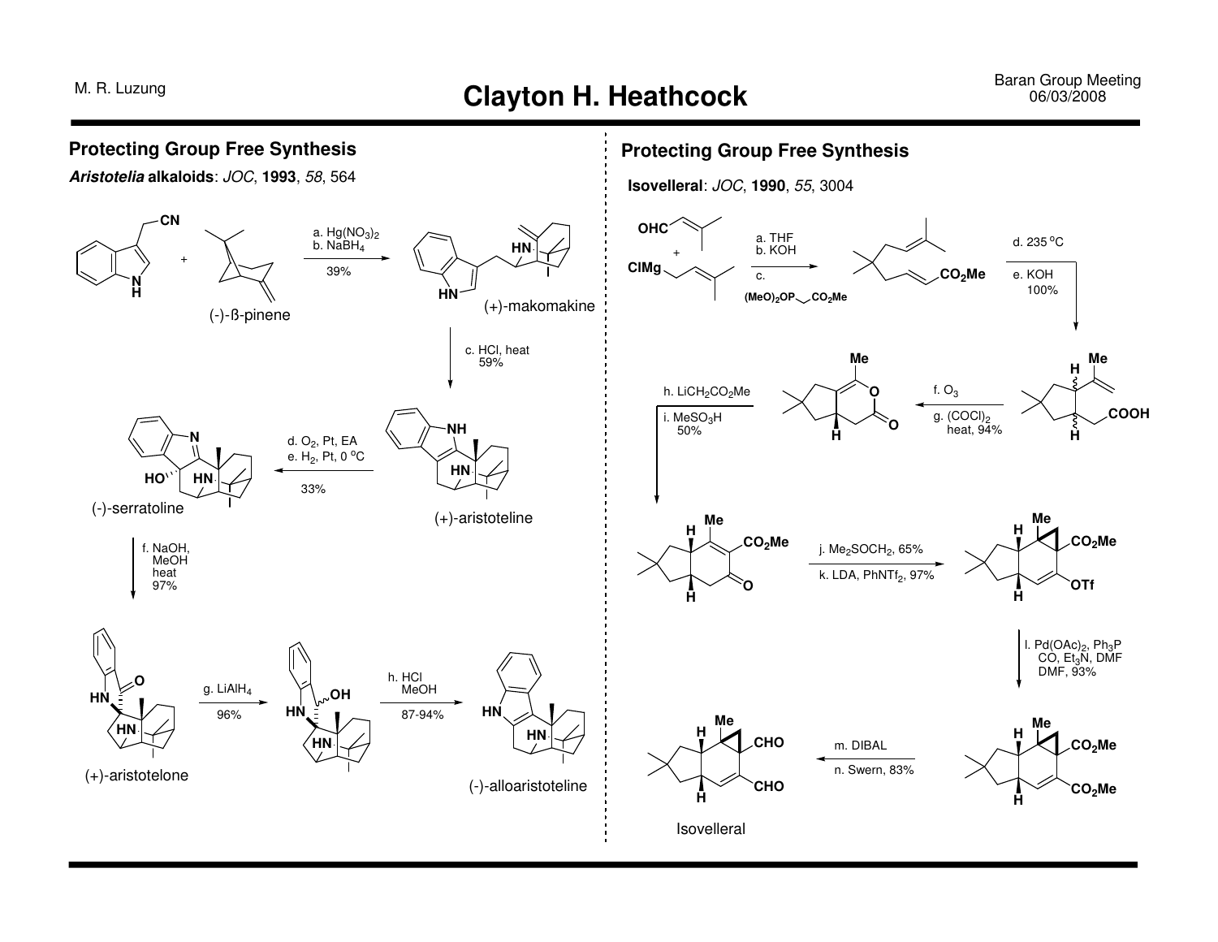# Clayton H. Heathcock

## Protecting Group Free Synthesis

***Aristotelia* alkaloids**: *JOC*, **1993**, *58*, 564

(-)-ß-pinene

a. $Hg(NO_3)_2$
b. $NaBH_4$
39%

(+)-makomakine

c. HCl, heat
59%

(+)-aristoteline

d. $O_2$, Pt, EA
e. $H_2$, Pt, 0 °C
33%

(-)-serratoline

f. NaOH, MeOH heat
97%

(+)-aristotelone

g. $LiAlH_4$
96%

h. HCl MeOH
87-94%

(-)-alloaristoteline

## Protecting Group Free Synthesis

**Isovelleral**: *JOC*, **1990**, *55*, 3004

a. THF
b. KOH
c. $(MeO)_2OP$ $CO_2Me$

d. 235 °C
e. KOH
100%

f. $O_3$
g. $(COCl)_2$ heat, 94%

h. $LiCH_2CO_2Me$
i. $MeSO_3H$
50%

j. $Me_2SOCH_2$, 65%
k. LDA, $PhNTf_2$, 97%

l. $Pd(OAc)_2$, $Ph_3P$ CO, $Et_3N$, DMF DMF, 93%

m. DIBAL
n. Swern, 83%

Isovelleral